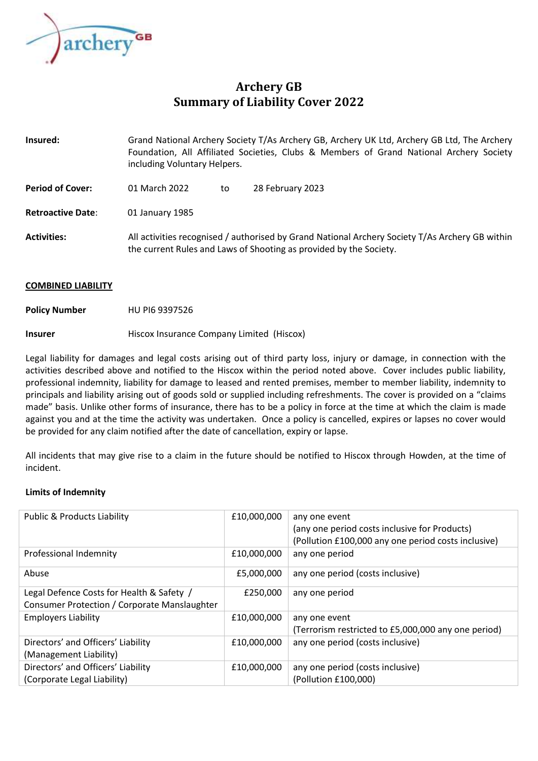# Archery GB
# Summary of Liability Cover 2022

**Insured:** Grand National Archery Society T/As Archery GB, Archery UK Ltd, Archery GB Ltd, The Archery Foundation, All Affiliated Societies, Clubs & Members of Grand National Archery Society including Voluntary Helpers.

**Period of Cover:** 01 March 2022 to 28 February 2023

**Retroactive Date**: 01 January 1985

**Activities:** All activities recognised / authorised by Grand National Archery Society T/As Archery GB within the current Rules and Laws of Shooting as provided by the Society.

**COMBINED LIABILITY**

**Policy Number** HU PI6 9397526

**Insurer** Hiscox Insurance Company Limited (Hiscox)

Legal liability for damages and legal costs arising out of third party loss, injury or damage, in connection with the activities described above and notified to the Hiscox within the period noted above. Cover includes public liability, professional indemnity, liability for damage to leased and rented premises, member to member liability, indemnity to principals and liability arising out of goods sold or supplied including refreshments. The cover is provided on a "claims made" basis. Unlike other forms of insurance, there has to be a policy in force at the time at which the claim is made against you and at the time the activity was undertaken. Once a policy is cancelled, expires or lapses no cover would be provided for any claim notified after the date of cancellation, expiry or lapse.

All incidents that may give rise to a claim in the future should be notified to Hiscox through Howden, at the time of incident.

**Limits of Indemnity**

| | | |
|---|---|---|
| Public & Products Liability | £10,000,000 | any one event<br>(any one period costs inclusive for Products)<br>(Pollution £100,000 any one period costs inclusive) |
| Professional Indemnity | £10,000,000 | any one period |
| Abuse | £5,000,000 | any one period (costs inclusive) |
| Legal Defence Costs for Health & Safety / Consumer Protection / Corporate Manslaughter | £250,000 | any one period |
| Employers Liability | £10,000,000 | any one event<br>(Terrorism restricted to £5,000,000 any one period) |
| Directors' and Officers' Liability (Management Liability) | £10,000,000 | any one period (costs inclusive) |
| Directors' and Officers' Liability (Corporate Legal Liability) | £10,000,000 | any one period (costs inclusive)<br>(Pollution £100,000) |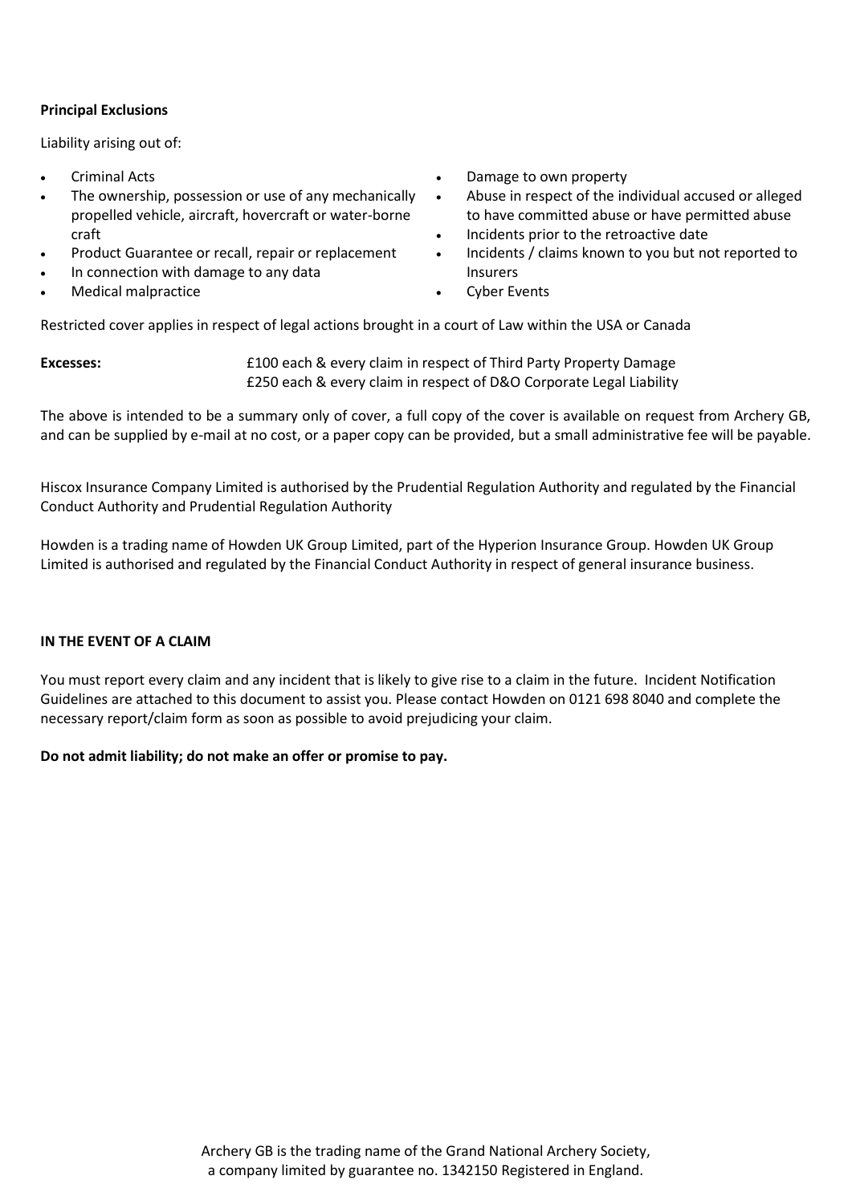**Principal Exclusions**

Liability arising out of:

- Criminal Acts
- The ownership, possession or use of any mechanically propelled vehicle, aircraft, hovercraft or water-borne craft
- Product Guarantee or recall, repair or replacement
- In connection with damage to any data
- Medical malpractice
- Damage to own property
- Abuse in respect of the individual accused or alleged to have committed abuse or have permitted abuse
- Incidents prior to the retroactive date
- Incidents / claims known to you but not reported to Insurers
- Cyber Events

Restricted cover applies in respect of legal actions brought in a court of Law within the USA or Canada

**Excesses:** £100 each & every claim in respect of Third Party Property Damage
£250 each & every claim in respect of D&O Corporate Legal Liability

The above is intended to be a summary only of cover, a full copy of the cover is available on request from Archery GB, and can be supplied by e-mail at no cost, or a paper copy can be provided, but a small administrative fee will be payable.

Hiscox Insurance Company Limited is authorised by the Prudential Regulation Authority and regulated by the Financial Conduct Authority and Prudential Regulation Authority

Howden is a trading name of Howden UK Group Limited, part of the Hyperion Insurance Group. Howden UK Group Limited is authorised and regulated by the Financial Conduct Authority in respect of general insurance business.

**IN THE EVENT OF A CLAIM**

You must report every claim and any incident that is likely to give rise to a claim in the future. Incident Notification Guidelines are attached to this document to assist you. Please contact Howden on 0121 698 8040 and complete the necessary report/claim form as soon as possible to avoid prejudicing your claim.

**Do not admit liability; do not make an offer or promise to pay.**

Archery GB is the trading name of the Grand National Archery Society, a company limited by guarantee no. 1342150 Registered in England.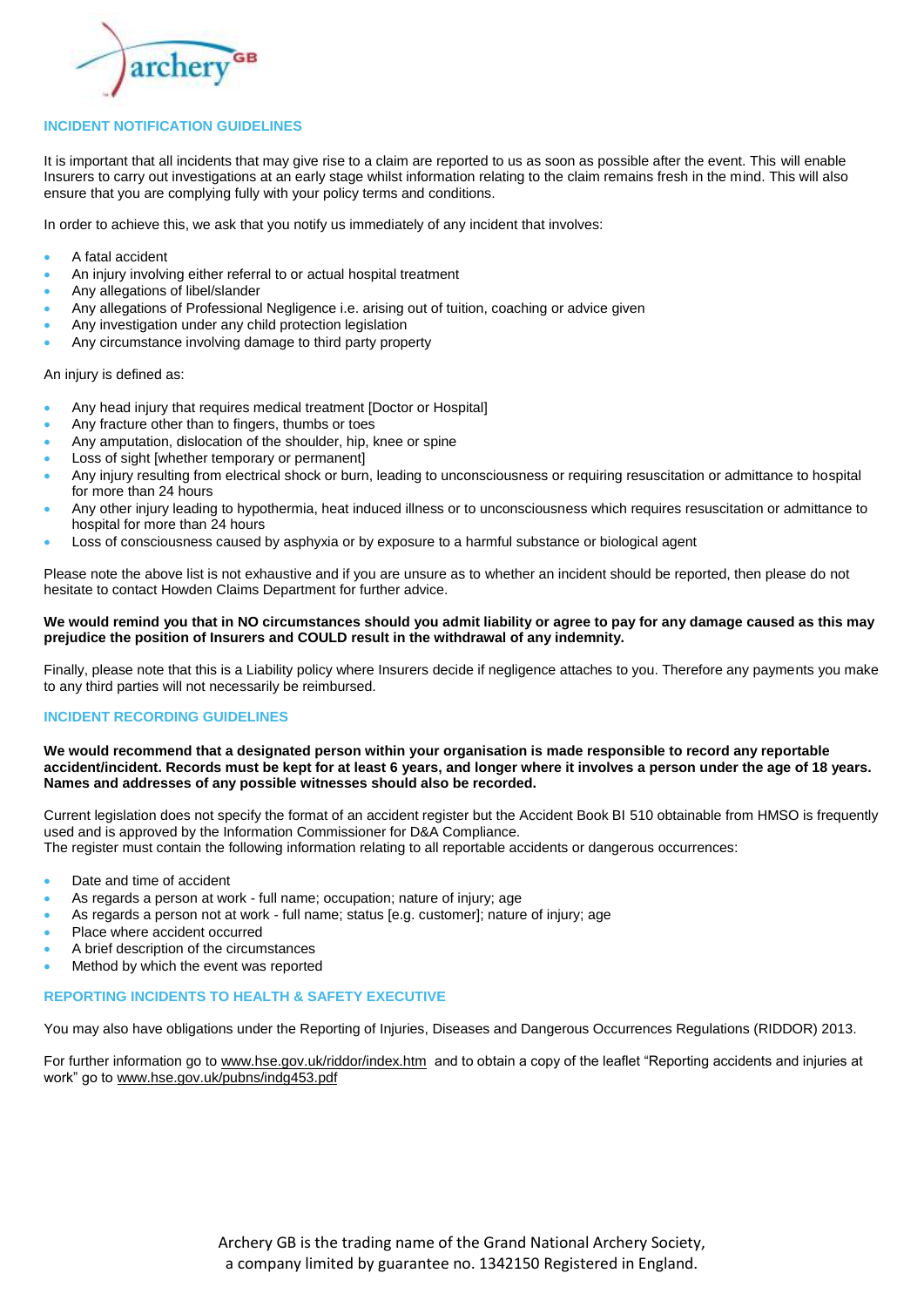## INCIDENT NOTIFICATION GUIDELINES

It is important that all incidents that may give rise to a claim are reported to us as soon as possible after the event. This will enable Insurers to carry out investigations at an early stage whilst information relating to the claim remains fresh in the mind. This will also ensure that you are complying fully with your policy terms and conditions.

In order to achieve this, we ask that you notify us immediately of any incident that involves:

- A fatal accident
- An injury involving either referral to or actual hospital treatment
- Any allegations of libel/slander
- Any allegations of Professional Negligence i.e. arising out of tuition, coaching or advice given
- Any investigation under any child protection legislation
- Any circumstance involving damage to third party property

An injury is defined as:

- Any head injury that requires medical treatment [Doctor or Hospital]
- Any fracture other than to fingers, thumbs or toes
- Any amputation, dislocation of the shoulder, hip, knee or spine
- Loss of sight [whether temporary or permanent]
- Any injury resulting from electrical shock or burn, leading to unconsciousness or requiring resuscitation or admittance to hospital for more than 24 hours
- Any other injury leading to hypothermia, heat induced illness or to unconsciousness which requires resuscitation or admittance to hospital for more than 24 hours
- Loss of consciousness caused by asphyxia or by exposure to a harmful substance or biological agent

Please note the above list is not exhaustive and if you are unsure as to whether an incident should be reported, then please do not hesitate to contact Howden Claims Department for further advice.

**We would remind you that in NO circumstances should you admit liability or agree to pay for any damage caused as this may prejudice the position of Insurers and COULD result in the withdrawal of any indemnity.**

Finally, please note that this is a Liability policy where Insurers decide if negligence attaches to you. Therefore any payments you make to any third parties will not necessarily be reimbursed.

## INCIDENT RECORDING GUIDELINES

**We would recommend that a designated person within your organisation is made responsible to record any reportable accident/incident. Records must be kept for at least 6 years, and longer where it involves a person under the age of 18 years. Names and addresses of any possible witnesses should also be recorded.**

Current legislation does not specify the format of an accident register but the Accident Book BI 510 obtainable from HMSO is frequently used and is approved by the Information Commissioner for D&A Compliance.
The register must contain the following information relating to all reportable accidents or dangerous occurrences:

- Date and time of accident
- As regards a person at work - full name; occupation; nature of injury; age
- As regards a person not at work - full name; status [e.g. customer]; nature of injury; age
- Place where accident occurred
- A brief description of the circumstances
- Method by which the event was reported

## REPORTING INCIDENTS TO HEALTH & SAFETY EXECUTIVE

You may also have obligations under the Reporting of Injuries, Diseases and Dangerous Occurrences Regulations (RIDDOR) 2013.

For further information go to www.hse.gov.uk/riddor/index.htm and to obtain a copy of the leaflet "Reporting accidents and injuries at work" go to www.hse.gov.uk/pubns/indg453.pdf

Archery GB is the trading name of the Grand National Archery Society, a company limited by guarantee no. 1342150 Registered in England.